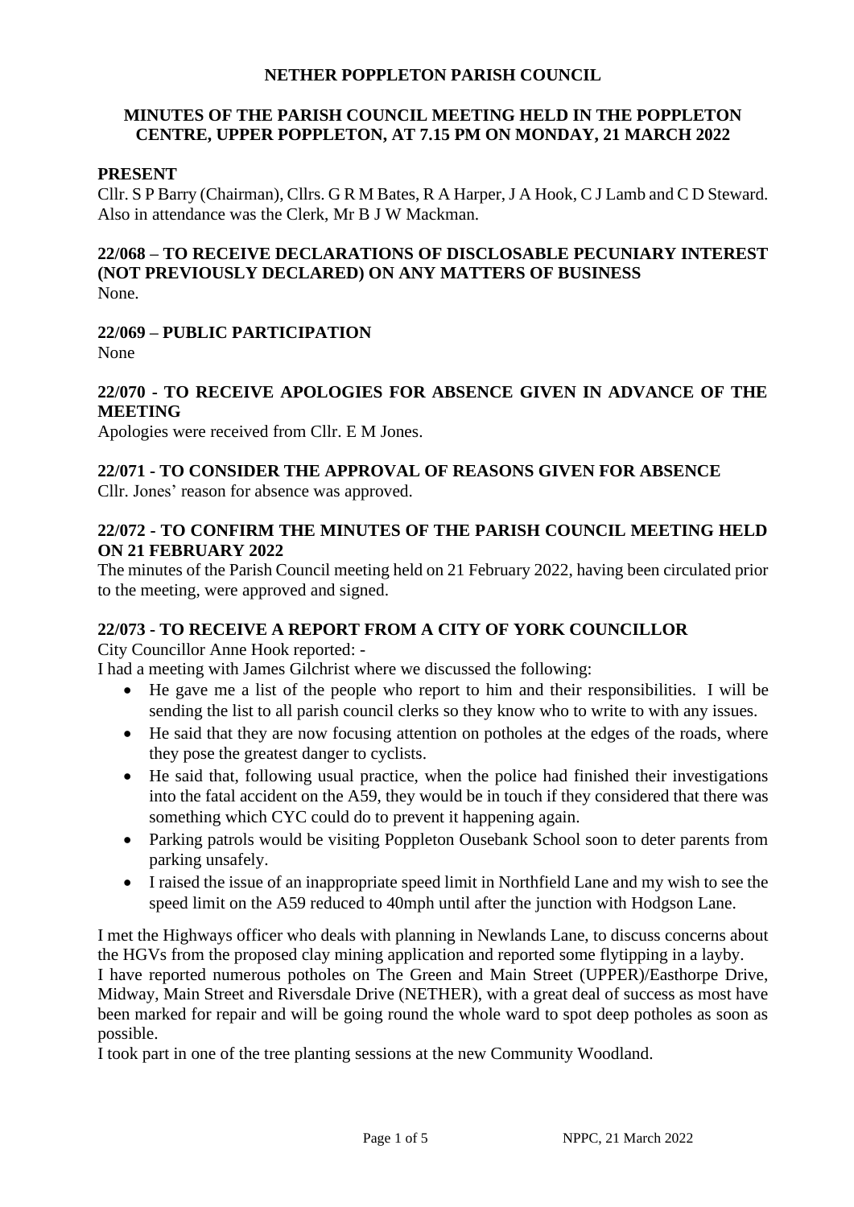# NETHER POPPLETON PARISH COUNCIL

## MINUTES OF THE PARISH COUNCIL MEETING HELD IN THE POPPLETON CENTRE, UPPER POPPLETON, AT 7.15 PM ON MONDAY, 21 MARCH 2022

**PRESENT**

Cllr. S P Barry (Chairman), Cllrs. G R M Bates, R A Harper, J A Hook, C J Lamb and C D Steward. Also in attendance was the Clerk, Mr B J W Mackman.

**22/068 – TO RECEIVE DECLARATIONS OF DISCLOSABLE PECUNIARY INTEREST (NOT PREVIOUSLY DECLARED) ON ANY MATTERS OF BUSINESS**

None.

**22/069 – PUBLIC PARTICIPATION**

None

**22/070 - TO RECEIVE APOLOGIES FOR ABSENCE GIVEN IN ADVANCE OF THE MEETING**

Apologies were received from Cllr. E M Jones.

**22/071 - TO CONSIDER THE APPROVAL OF REASONS GIVEN FOR ABSENCE**

Cllr. Jones' reason for absence was approved.

**22/072 - TO CONFIRM THE MINUTES OF THE PARISH COUNCIL MEETING HELD ON 21 FEBRUARY 2022**

The minutes of the Parish Council meeting held on 21 February 2022, having been circulated prior to the meeting, were approved and signed.

**22/073 - TO RECEIVE A REPORT FROM A CITY OF YORK COUNCILLOR**

City Councillor Anne Hook reported: -

I had a meeting with James Gilchrist where we discussed the following:

- He gave me a list of the people who report to him and their responsibilities. I will be sending the list to all parish council clerks so they know who to write to with any issues.
- He said that they are now focusing attention on potholes at the edges of the roads, where they pose the greatest danger to cyclists.
- He said that, following usual practice, when the police had finished their investigations into the fatal accident on the A59, they would be in touch if they considered that there was something which CYC could do to prevent it happening again.
- Parking patrols would be visiting Poppleton Ousebank School soon to deter parents from parking unsafely.
- I raised the issue of an inappropriate speed limit in Northfield Lane and my wish to see the speed limit on the A59 reduced to 40mph until after the junction with Hodgson Lane.

I met the Highways officer who deals with planning in Newlands Lane, to discuss concerns about the HGVs from the proposed clay mining application and reported some flytipping in a layby.

I have reported numerous potholes on The Green and Main Street (UPPER)/Easthorpe Drive, Midway, Main Street and Riversdale Drive (NETHER), with a great deal of success as most have been marked for repair and will be going round the whole ward to spot deep potholes as soon as possible.

I took part in one of the tree planting sessions at the new Community Woodland.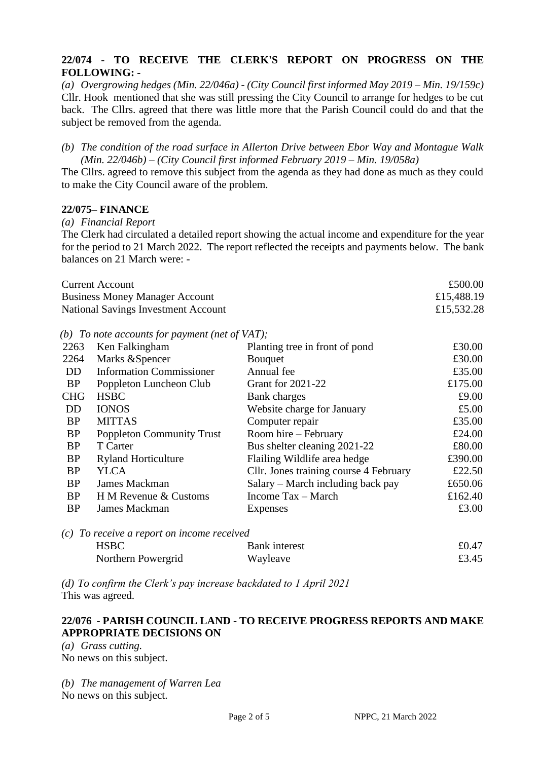**22/074 - TO RECEIVE THE CLERK'S REPORT ON PROGRESS ON THE FOLLOWING: -**

*(a) Overgrowing hedges (Min. 22/046a) - (City Council first informed May 2019 – Min. 19/159c)*
Cllr. Hook mentioned that she was still pressing the City Council to arrange for hedges to be cut back. The Cllrs. agreed that there was little more that the Parish Council could do and that the subject be removed from the agenda.

*(b) The condition of the road surface in Allerton Drive between Ebor Way and Montague Walk (Min. 22/046b) – (City Council first informed February 2019 – Min. 19/058a)*
The Cllrs. agreed to remove this subject from the agenda as they had done as much as they could to make the City Council aware of the problem.

**22/075– FINANCE**

*(a) Financial Report*
The Clerk had circulated a detailed report showing the actual income and expenditure for the year for the period to 21 March 2022. The report reflected the receipts and payments below. The bank balances on 21 March were: -

| | |
|---|---|
| Current Account | £500.00 |
| Business Money Manager Account | £15,488.19 |
| National Savings Investment Account | £15,532.28 |

*(b) To note accounts for payment (net of VAT);*

| | | | |
|---|---|---|---|
| 2263 | Ken Falkingham | Planting tree in front of pond | £30.00 |
| 2264 | Marks &Spencer | Bouquet | £30.00 |
| DD | Information Commissioner | Annual fee | £35.00 |
| BP | Poppleton Luncheon Club | Grant for 2021-22 | £175.00 |
| CHG | HSBC | Bank charges | £9.00 |
| DD | IONOS | Website charge for January | £5.00 |
| BP | MITTAS | Computer repair | £35.00 |
| BP | Poppleton Community Trust | Room hire – February | £24.00 |
| BP | T Carter | Bus shelter cleaning 2021-22 | £80.00 |
| BP | Ryland Horticulture | Flailing Wildlife area hedge | £390.00 |
| BP | YLCA | Cllr. Jones training course 4 February | £22.50 |
| BP | James Mackman | Salary – March including back pay | £650.06 |
| BP | H M Revenue & Customs | Income Tax – March | £162.40 |
| BP | James Mackman | Expenses | £3.00 |

*(c) To receive a report on income received*

| | | |
|---|---|---|
| HSBC | Bank interest | £0.47 |
| Northern Powergrid | Wayleave | £3.45 |

*(d) To confirm the Clerk's pay increase backdated to 1 April 2021*
This was agreed.

**22/076 - PARISH COUNCIL LAND - TO RECEIVE PROGRESS REPORTS AND MAKE APPROPRIATE DECISIONS ON**

*(a) Grass cutting.*
No news on this subject.

*(b) The management of Warren Lea*
No news on this subject.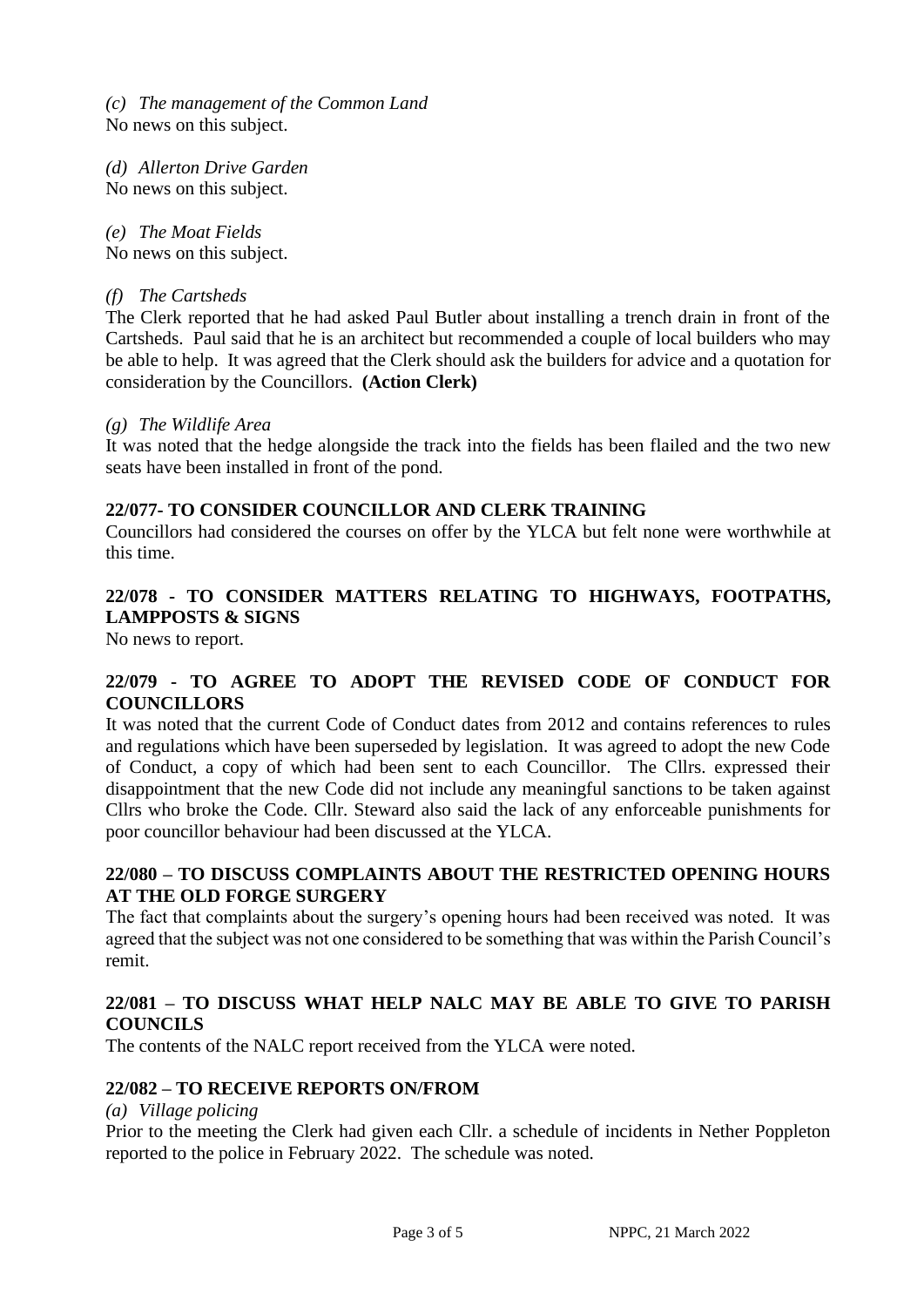*(c) The management of the Common Land*

No news on this subject.

*(d) Allerton Drive Garden*

No news on this subject.

*(e) The Moat Fields*

No news on this subject.

*(f) The Cartsheds*

The Clerk reported that he had asked Paul Butler about installing a trench drain in front of the Cartsheds. Paul said that he is an architect but recommended a couple of local builders who may be able to help. It was agreed that the Clerk should ask the builders for advice and a quotation for consideration by the Councillors. **(Action Clerk)**

*(g) The Wildlife Area*

It was noted that the hedge alongside the track into the fields has been flailed and the two new seats have been installed in front of the pond.

## 22/077- TO CONSIDER COUNCILLOR AND CLERK TRAINING

Councillors had considered the courses on offer by the YLCA but felt none were worthwhile at this time.

## 22/078 - TO CONSIDER MATTERS RELATING TO HIGHWAYS, FOOTPATHS, LAMPPOSTS & SIGNS

No news to report.

## 22/079 - TO AGREE TO ADOPT THE REVISED CODE OF CONDUCT FOR COUNCILLORS

It was noted that the current Code of Conduct dates from 2012 and contains references to rules and regulations which have been superseded by legislation. It was agreed to adopt the new Code of Conduct, a copy of which had been sent to each Councillor. The Cllrs. expressed their disappointment that the new Code did not include any meaningful sanctions to be taken against Cllrs who broke the Code. Cllr. Steward also said the lack of any enforceable punishments for poor councillor behaviour had been discussed at the YLCA.

## 22/080 – TO DISCUSS COMPLAINTS ABOUT THE RESTRICTED OPENING HOURS AT THE OLD FORGE SURGERY

The fact that complaints about the surgery's opening hours had been received was noted. It was agreed that the subject was not one considered to be something that was within the Parish Council's remit.

## 22/081 – TO DISCUSS WHAT HELP NALC MAY BE ABLE TO GIVE TO PARISH COUNCILS

The contents of the NALC report received from the YLCA were noted.

## 22/082 – TO RECEIVE REPORTS ON/FROM

*(a) Village policing*

Prior to the meeting the Clerk had given each Cllr. a schedule of incidents in Nether Poppleton reported to the police in February 2022. The schedule was noted.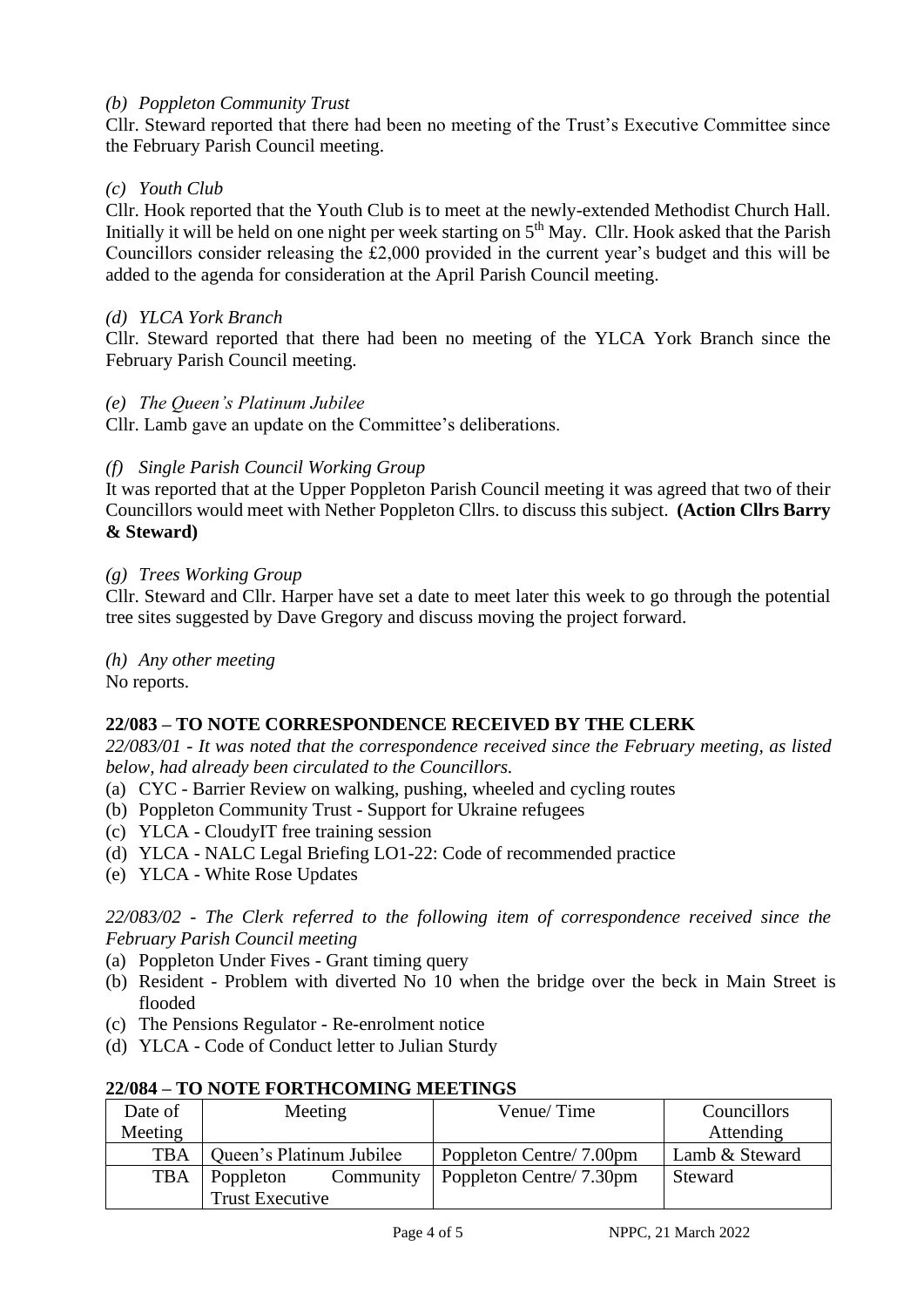*(b) Poppleton Community Trust*

Cllr. Steward reported that there had been no meeting of the Trust's Executive Committee since the February Parish Council meeting.

*(c) Youth Club*

Cllr. Hook reported that the Youth Club is to meet at the newly-extended Methodist Church Hall. Initially it will be held on one night per week starting on 5th May. Cllr. Hook asked that the Parish Councillors consider releasing the £2,000 provided in the current year's budget and this will be added to the agenda for consideration at the April Parish Council meeting.

*(d) YLCA York Branch*

Cllr. Steward reported that there had been no meeting of the YLCA York Branch since the February Parish Council meeting.

*(e) The Queen's Platinum Jubilee*

Cllr. Lamb gave an update on the Committee's deliberations.

*(f) Single Parish Council Working Group*

It was reported that at the Upper Poppleton Parish Council meeting it was agreed that two of their Councillors would meet with Nether Poppleton Cllrs. to discuss this subject. **(Action Cllrs Barry & Steward)**

*(g) Trees Working Group*

Cllr. Steward and Cllr. Harper have set a date to meet later this week to go through the potential tree sites suggested by Dave Gregory and discuss moving the project forward.

*(h) Any other meeting*

No reports.

## 22/083 – TO NOTE CORRESPONDENCE RECEIVED BY THE CLERK

*22/083/01 - It was noted that the correspondence received since the February meeting, as listed below, had already been circulated to the Councillors.*

(a) CYC - Barrier Review on walking, pushing, wheeled and cycling routes
(b) Poppleton Community Trust - Support for Ukraine refugees
(c) YLCA - CloudyIT free training session
(d) YLCA - NALC Legal Briefing LO1-22: Code of recommended practice
(e) YLCA - White Rose Updates

*22/083/02 - The Clerk referred to the following item of correspondence received since the February Parish Council meeting*

(a) Poppleton Under Fives - Grant timing query
(b) Resident - Problem with diverted No 10 when the bridge over the beck in Main Street is flooded
(c) The Pensions Regulator - Re-enrolment notice
(d) YLCA - Code of Conduct letter to Julian Sturdy

## 22/084 – TO NOTE FORTHCOMING MEETINGS

| Date of Meeting | Meeting | Venue/ Time | Councillors Attending |
|---|---|---|---|
| TBA | Queen's Platinum Jubilee | Poppleton Centre/ 7.00pm | Lamb & Steward |
| TBA | Poppleton Community Trust Executive | Poppleton Centre/ 7.30pm | Steward |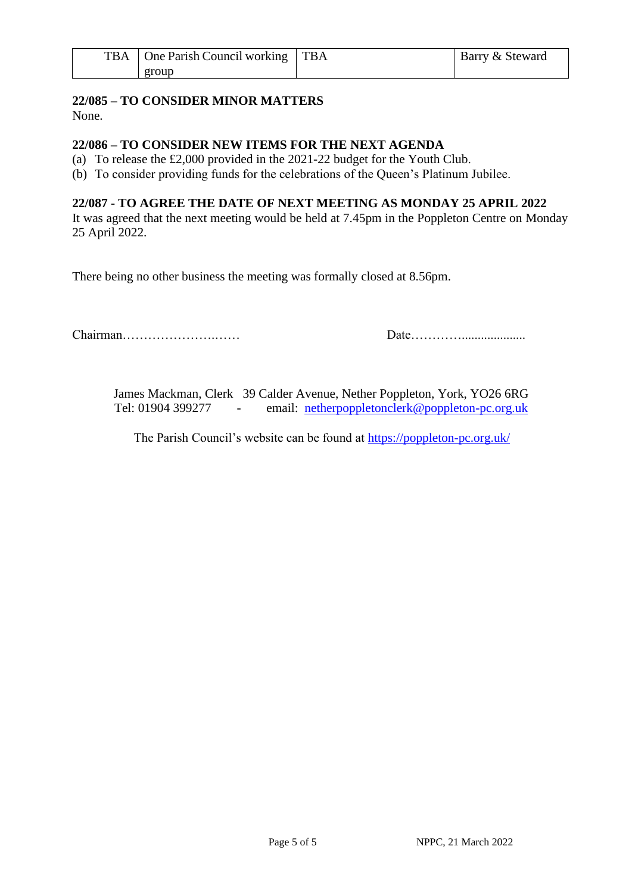| | | | |
|---|---|---|---|
| TBA | One Parish Council working group | TBA | Barry & Steward |

**22/085 – TO CONSIDER MINOR MATTERS**

None.

**22/086 – TO CONSIDER NEW ITEMS FOR THE NEXT AGENDA**

(a) To release the £2,000 provided in the 2021-22 budget for the Youth Club.
(b) To consider providing funds for the celebrations of the Queen's Platinum Jubilee.

**22/087 - TO AGREE THE DATE OF NEXT MEETING AS MONDAY 25 APRIL 2022**

It was agreed that the next meeting would be held at 7.45pm in the Poppleton Centre on Monday 25 April 2022.

There being no other business the meeting was formally closed at 8.56pm.

Chairman……………………..…… Date…………....................

James Mackman, Clerk 39 Calder Avenue, Nether Poppleton, York, YO26 6RG
Tel: 01904 399277 - email: netherpoppletonclerk@poppleton-pc.org.uk

The Parish Council's website can be found at https://poppleton-pc.org.uk/